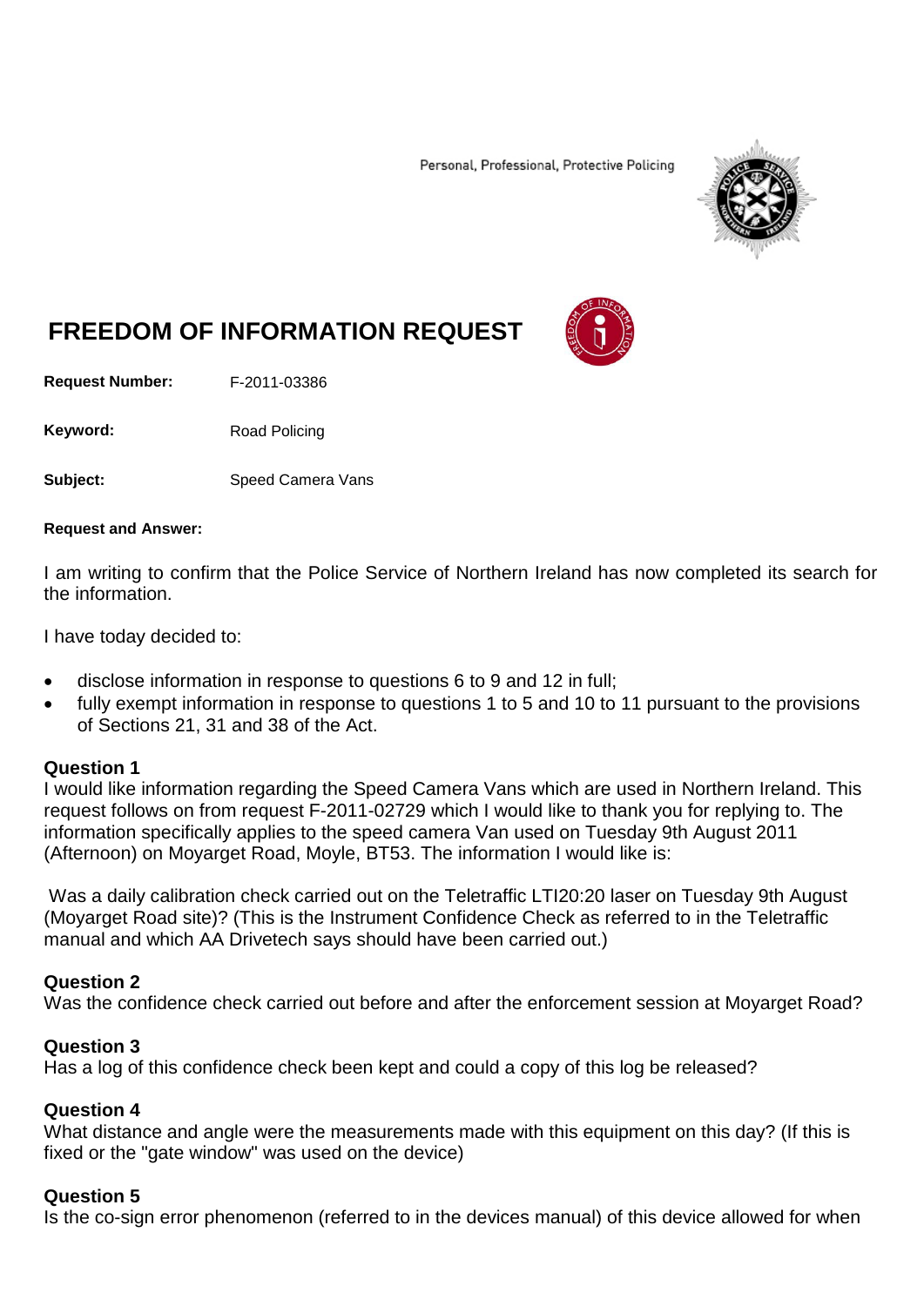Personal, Professional, Protective Policing

# FREEDOM OF INFORMATION REQUEST

**Request Number:** F-2011-03386

**Keyword:** Road Policing

**Subject:** Speed Camera Vans

**Request and Answer:**

I am writing to confirm that the Police Service of Northern Ireland has now completed its search for the information.

I have today decided to:

- disclose information in response to questions 6 to 9 and 12 in full;
- fully exempt information in response to questions 1 to 5 and 10 to 11 pursuant to the provisions of Sections 21, 31 and 38 of the Act.

**Question 1**
I would like information regarding the Speed Camera Vans which are used in Northern Ireland. This request follows on from request F-2011-02729 which I would like to thank you for replying to. The information specifically applies to the speed camera Van used on Tuesday 9th August 2011 (Afternoon) on Moyarget Road, Moyle, BT53. The information I would like is:

Was a daily calibration check carried out on the Teletraffic LTI20:20 laser on Tuesday 9th August (Moyarget Road site)? (This is the Instrument Confidence Check as referred to in the Teletraffic manual and which AA Drivetech says should have been carried out.)

**Question 2**
Was the confidence check carried out before and after the enforcement session at Moyarget Road?

**Question 3**
Has a log of this confidence check been kept and could a copy of this log be released?

**Question 4**
What distance and angle were the measurements made with this equipment on this day? (If this is fixed or the "gate window" was used on the device)

**Question 5**
Is the co-sign error phenomenon (referred to in the devices manual) of this device allowed for when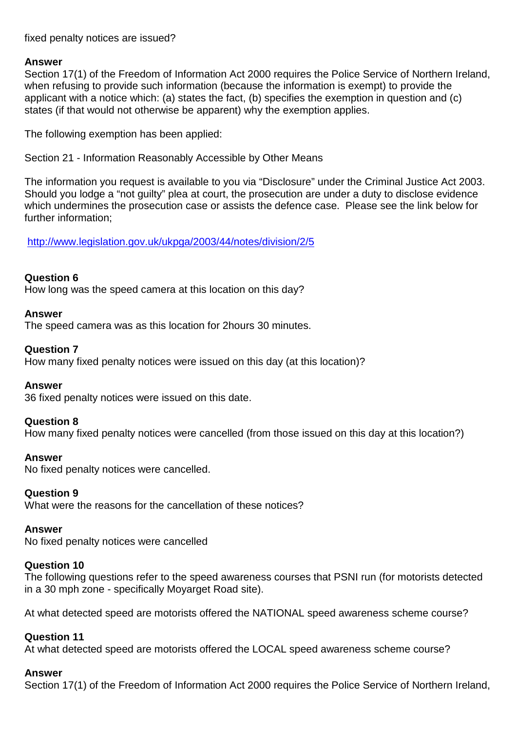fixed penalty notices are issued?

**Answer**
Section 17(1) of the Freedom of Information Act 2000 requires the Police Service of Northern Ireland, when refusing to provide such information (because the information is exempt) to provide the applicant with a notice which: (a) states the fact, (b) specifies the exemption in question and (c) states (if that would not otherwise be apparent) why the exemption applies.

The following exemption has been applied:

Section 21 - Information Reasonably Accessible by Other Means

The information you request is available to you via "Disclosure" under the Criminal Justice Act 2003. Should you lodge a "not guilty" plea at court, the prosecution are under a duty to disclose evidence which undermines the prosecution case or assists the defence case. Please see the link below for further information;

[http://www.legislation.gov.uk/ukpga/2003/44/notes/division/2/5](http://www.legislation.gov.uk/ukpga/2003/44/notes/division/2/5)

**Question 6**
How long was the speed camera at this location on this day?

**Answer**
The speed camera was as this location for 2hours 30 minutes.

**Question 7**
How many fixed penalty notices were issued on this day (at this location)?

**Answer**
36 fixed penalty notices were issued on this date.

**Question 8**
How many fixed penalty notices were cancelled (from those issued on this day at this location?)

**Answer**
No fixed penalty notices were cancelled.

**Question 9**
What were the reasons for the cancellation of these notices?

**Answer**
No fixed penalty notices were cancelled

**Question 10**
The following questions refer to the speed awareness courses that PSNI run (for motorists detected in a 30 mph zone - specifically Moyarget Road site).

At what detected speed are motorists offered the NATIONAL speed awareness scheme course?

**Question 11**
At what detected speed are motorists offered the LOCAL speed awareness scheme course?

**Answer**
Section 17(1) of the Freedom of Information Act 2000 requires the Police Service of Northern Ireland,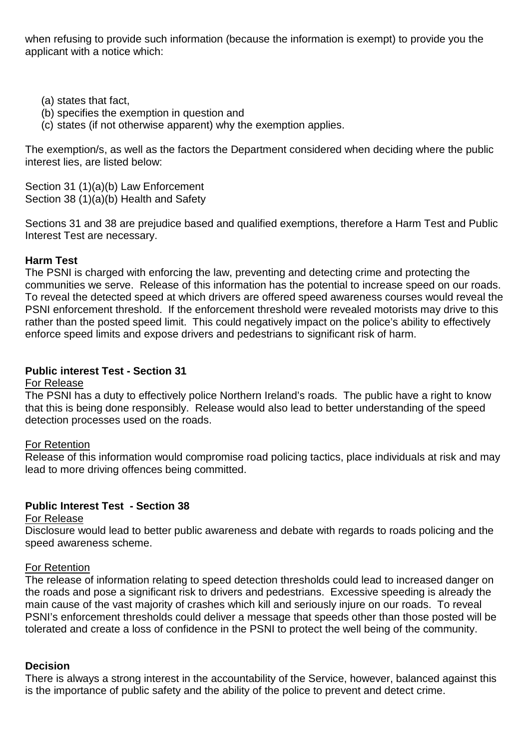when refusing to provide such information (because the information is exempt) to provide you the applicant with a notice which:

(a) states that fact,
(b) specifies the exemption in question and
(c) states (if not otherwise apparent) why the exemption applies.

The exemption/s, as well as the factors the Department considered when deciding where the public interest lies, are listed below:

Section 31 (1)(a)(b) Law Enforcement
Section 38 (1)(a)(b) Health and Safety

Sections 31 and 38 are prejudice based and qualified exemptions, therefore a Harm Test and Public Interest Test are necessary.

**Harm Test**
The PSNI is charged with enforcing the law, preventing and detecting crime and protecting the communities we serve. Release of this information has the potential to increase speed on our roads. To reveal the detected speed at which drivers are offered speed awareness courses would reveal the PSNI enforcement threshold. If the enforcement threshold were revealed motorists may drive to this rather than the posted speed limit. This could negatively impact on the police's ability to effectively enforce speed limits and expose drivers and pedestrians to significant risk of harm.

**Public interest Test - Section 31**
For Release
The PSNI has a duty to effectively police Northern Ireland's roads. The public have a right to know that this is being done responsibly. Release would also lead to better understanding of the speed detection processes used on the roads.

For Retention
Release of this information would compromise road policing tactics, place individuals at risk and may lead to more driving offences being committed.

**Public Interest Test - Section 38**
For Release
Disclosure would lead to better public awareness and debate with regards to roads policing and the speed awareness scheme.

For Retention
The release of information relating to speed detection thresholds could lead to increased danger on the roads and pose a significant risk to drivers and pedestrians. Excessive speeding is already the main cause of the vast majority of crashes which kill and seriously injure on our roads. To reveal PSNI's enforcement thresholds could deliver a message that speeds other than those posted will be tolerated and create a loss of confidence in the PSNI to protect the well being of the community.

**Decision**
There is always a strong interest in the accountability of the Service, however, balanced against this is the importance of public safety and the ability of the police to prevent and detect crime.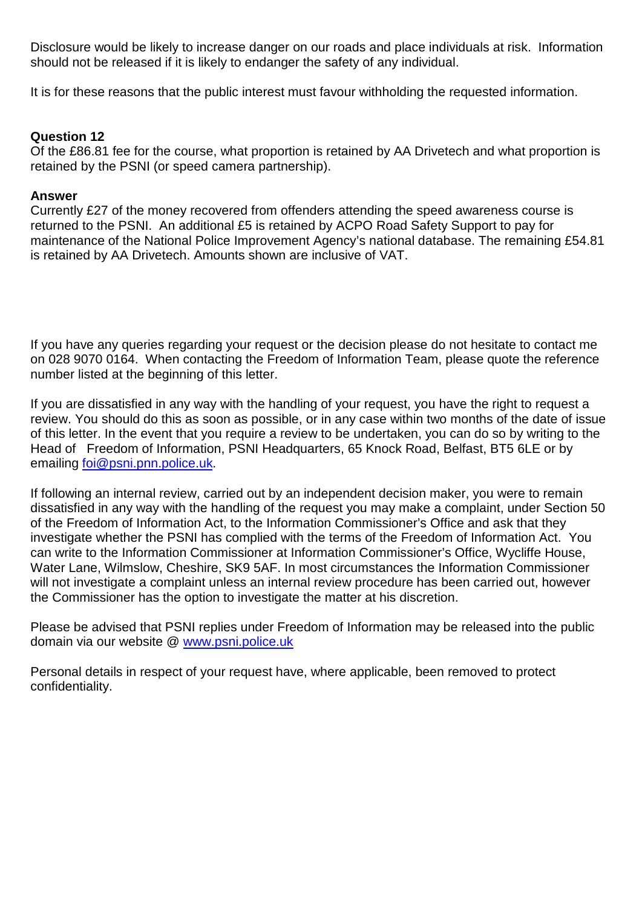Disclosure would be likely to increase danger on our roads and place individuals at risk. Information should not be released if it is likely to endanger the safety of any individual.

It is for these reasons that the public interest must favour withholding the requested information.

**Question 12**
Of the £86.81 fee for the course, what proportion is retained by AA Drivetech and what proportion is retained by the PSNI (or speed camera partnership).

**Answer**
Currently £27 of the money recovered from offenders attending the speed awareness course is returned to the PSNI. An additional £5 is retained by ACPO Road Safety Support to pay for maintenance of the National Police Improvement Agency's national database. The remaining £54.81 is retained by AA Drivetech. Amounts shown are inclusive of VAT.

If you have any queries regarding your request or the decision please do not hesitate to contact me on 028 9070 0164. When contacting the Freedom of Information Team, please quote the reference number listed at the beginning of this letter.

If you are dissatisfied in any way with the handling of your request, you have the right to request a review. You should do this as soon as possible, or in any case within two months of the date of issue of this letter. In the event that you require a review to be undertaken, you can do so by writing to the Head of Freedom of Information, PSNI Headquarters, 65 Knock Road, Belfast, BT5 6LE or by emailing [foi@psni.pnn.police.uk](mailto:foi@psni.pnn.police.uk).

If following an internal review, carried out by an independent decision maker, you were to remain dissatisfied in any way with the handling of the request you may make a complaint, under Section 50 of the Freedom of Information Act, to the Information Commissioner's Office and ask that they investigate whether the PSNI has complied with the terms of the Freedom of Information Act. You can write to the Information Commissioner at Information Commissioner's Office, Wycliffe House, Water Lane, Wilmslow, Cheshire, SK9 5AF. In most circumstances the Information Commissioner will not investigate a complaint unless an internal review procedure has been carried out, however the Commissioner has the option to investigate the matter at his discretion.

Please be advised that PSNI replies under Freedom of Information may be released into the public domain via our website @ [www.psni.police.uk](http://www.psni.police.uk)

Personal details in respect of your request have, where applicable, been removed to protect confidentiality.